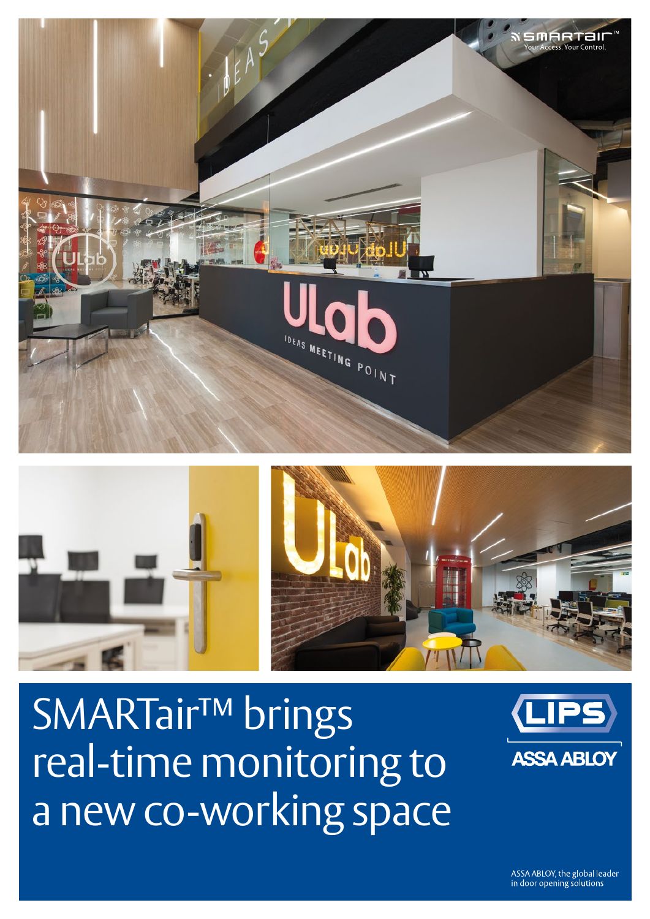SMARTair™
Your Access. Your Control.

# SMARTair™ brings real-time monitoring to a new co-working space

LIPS

ASSA ABLOY

ASSA ABLOY, the global leader in door opening solutions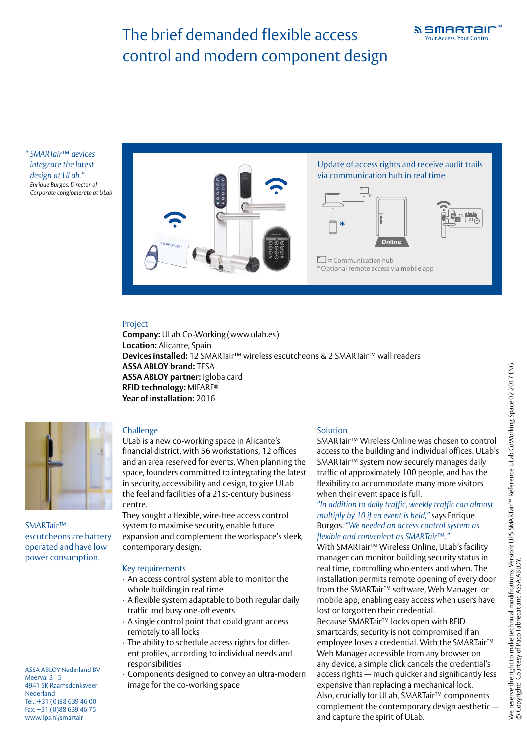# The brief demanded flexible access control and modern component design

*"SMARTair™ devices integrate the latest design at ULab."*
*Enrique Burgos, Director of Corporate conglomerate at ULab*

Update of access rights and receive audit trails via communication hub in real time

Online

= Communication hub
* Optional remote access via mobile app

## Project

**Company:** ULab Co-Working (www.ulab.es)
**Location:** Alicante, Spain
**Devices installed:** 12 SMARTair™ wireless escutcheons & 2 SMARTair™ wall readers
**ASSA ABLOY brand:** TESA
**ASSA ABLOY partner:** Iglobalcard
**RFID technology:** MIFARE®
**Year of installation:** 2016

SMARTair™ escutcheons are battery operated and have low power consumption.

## Challenge

ULab is a new co-working space in Alicante's financial district, with 56 workstations, 12 offices and an area reserved for events. When planning the space, founders committed to integrating the latest in security, accessibility and design, to give ULab the feel and facilities of a 21st-century business centre.
They sought a flexible, wire-free access control system to maximise security, enable future expansion and complement the workspace's sleek, contemporary design.

## Key requirements

- An access control system able to monitor the whole building in real time
- A flexible system adaptable to both regular daily traffic and busy one-off events
- A single control point that could grant access remotely to all locks
- The ability to schedule access rights for different profiles, according to individual needs and responsibilities
- Components designed to convey an ultra-modern image for the co-working space

## Solution

SMARTair™ Wireless Online was chosen to control access to the building and individual offices. ULab's SMARTair™ system now securely manages daily traffic of approximately 100 people, and has the flexibility to accommodate many more visitors when their event space is full.
*"In addition to daily traffic, weekly traffic can almost multiply by 10 if an event is held,"* says Enrique Burgos. *"We needed an access control system as flexible and convenient as SMARTair™."*
With SMARTair™ Wireless Online, ULab's facility manager can monitor building security status in real time, controlling who enters and when. The installation permits remote opening of every door from the SMARTair™ software, Web Manager or mobile app, enabling easy access when users have lost or forgotten their credential.
Because SMARTair™ locks open with RFID smartcards, security is not compromised if an employee loses a credential. With the SMARTair™ Web Manager accessible from any browser on any device, a simple click cancels the credential's access rights — much quicker and significantly less expensive than replacing a mechanical lock.
Also, crucially for ULab, SMARTair™ components complement the contemporary design aesthetic — and capture the spirit of ULab.

ASSA ABLOY Nederland BV
Meerval 3 - 5
4941 SK Raamsdonksveer
Nederland
Tel.: +31 (0)88 639 46 00
Fax: +31 (0)88 639 46 75
www.lips.nl/smartair

We reserve the right to make technical modifications. Version: LIPS SMARTair™ Reference ULab CoWorking Space 02 2017 ENG
© Copyright: Courtesy of Paco Fabrecat and ASSA ABLOY.